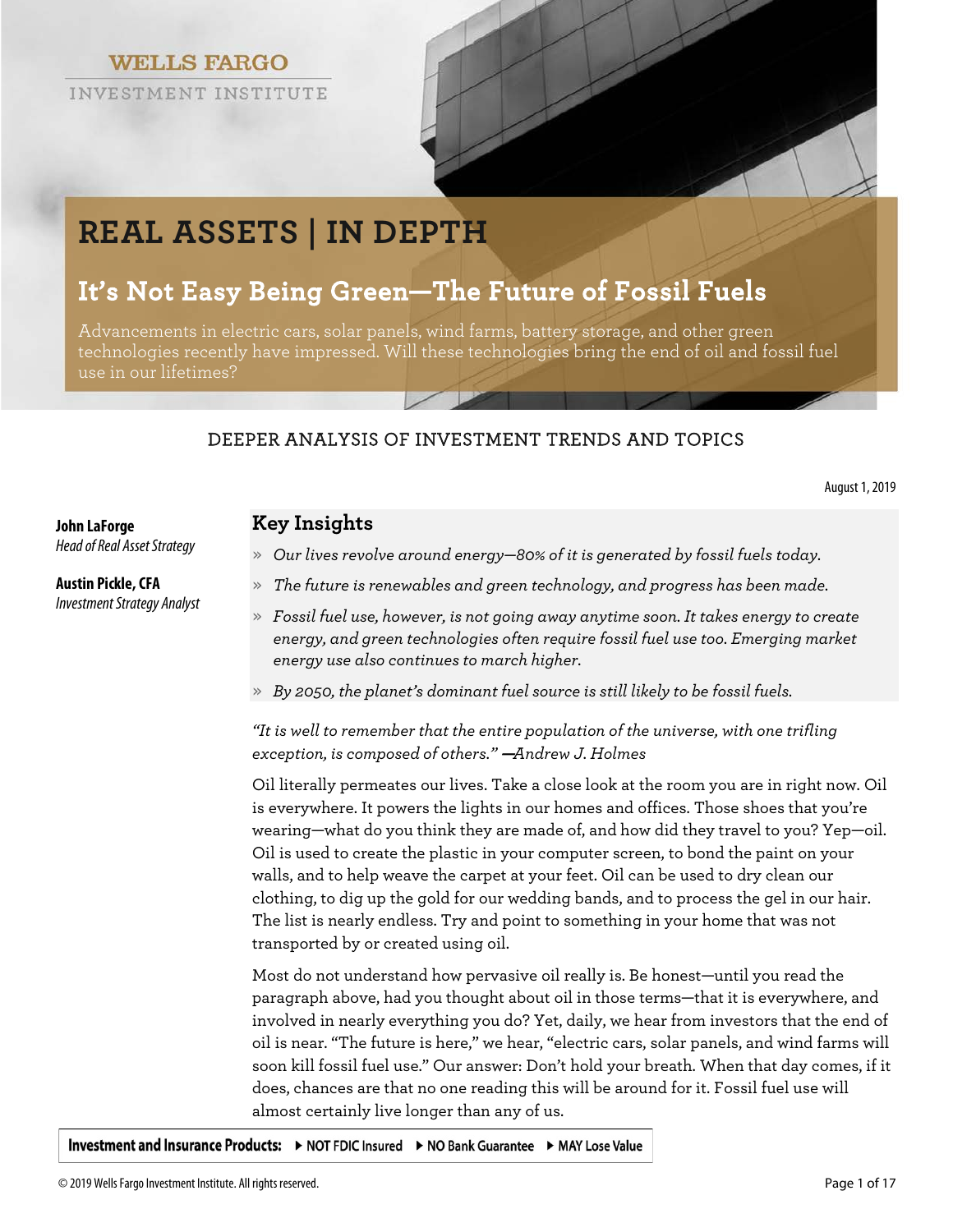WELLS FARGO
INVESTMENT INSTITUTE

# REAL ASSETS | IN DEPTH

## It's Not Easy Being Green—The Future of Fossil Fuels

Advancements in electric cars, solar panels, wind farms, battery storage, and other green technologies recently have impressed. Will these technologies bring the end of oil and fossil fuel use in our lifetimes?

DEEPER ANALYSIS OF INVESTMENT TRENDS AND TOPICS

August 1, 2019

**John LaForge**
*Head of Real Asset Strategy*

**Austin Pickle, CFA**
*Investment Strategy Analyst*

### Key Insights

- *Our lives revolve around energy—80% of it is generated by fossil fuels today.*
- *The future is renewables and green technology, and progress has been made.*
- *Fossil fuel use, however, is not going away anytime soon. It takes energy to create energy, and green technologies often require fossil fuel use too. Emerging market energy use also continues to march higher.*
- *By 2050, the planet's dominant fuel source is still likely to be fossil fuels.*

*"It is well to remember that the entire population of the universe, with one trifling exception, is composed of others." —Andrew J. Holmes*

Oil literally permeates our lives. Take a close look at the room you are in right now. Oil is everywhere. It powers the lights in our homes and offices. Those shoes that you're wearing—what do you think they are made of, and how did they travel to you? Yep—oil. Oil is used to create the plastic in your computer screen, to bond the paint on your walls, and to help weave the carpet at your feet. Oil can be used to dry clean our clothing, to dig up the gold for our wedding bands, and to process the gel in our hair. The list is nearly endless. Try and point to something in your home that was not transported by or created using oil.

Most do not understand how pervasive oil really is. Be honest—until you read the paragraph above, had you thought about oil in those terms—that it is everywhere, and involved in nearly everything you do? Yet, daily, we hear from investors that the end of oil is near. "The future is here," we hear, "electric cars, solar panels, and wind farms will soon kill fossil fuel use." Our answer: Don't hold your breath. When that day comes, if it does, chances are that no one reading this will be around for it. Fossil fuel use will almost certainly live longer than any of us.

**Investment and Insurance Products:** ▶ NOT FDIC Insured ▶ NO Bank Guarantee ▶ MAY Lose Value

© 2019 Wells Fargo Investment Institute. All rights reserved.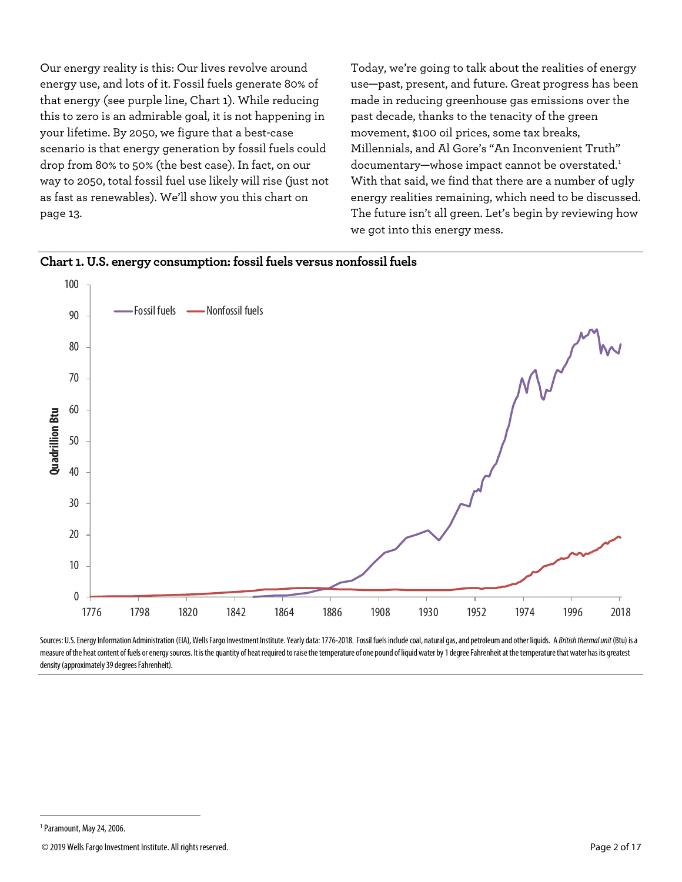Our energy reality is this: Our lives revolve around energy use, and lots of it. Fossil fuels generate 80% of that energy (see purple line, Chart 1). While reducing this to zero is an admirable goal, it is not happening in your lifetime. By 2050, we figure that a best-case scenario is that energy generation by fossil fuels could drop from 80% to 50% (the best case). In fact, on our way to 2050, total fossil fuel use likely will rise (just not as fast as renewables). We'll show you this chart on page 13.

Today, we're going to talk about the realities of energy use—past, present, and future. Great progress has been made in reducing greenhouse gas emissions over the past decade, thanks to the tenacity of the green movement, $100 oil prices, some tax breaks, Millennials, and Al Gore's "An Inconvenient Truth" documentary—whose impact cannot be overstated.[1] With that said, we find that there are a number of ugly energy realities remaining, which need to be discussed. The future isn't all green. Let's begin by reviewing how we got into this energy mess.

**Chart 1. U.S. energy consumption: fossil fuels versus nonfossil fuels**

Sources: U.S. Energy Information Administration (EIA), Wells Fargo Investment Institute. Yearly data: 1776-2018. Fossil fuels include coal, natural gas, and petroleum and other liquids. A *British thermal unit* (Btu) is a measure of the heat content of fuels or energy sources. It is the quantity of heat required to raise the temperature of one pound of liquid water by 1 degree Fahrenheit at the temperature that water has its greatest density (approximately 39 degrees Fahrenheit).

[1] Paramount, May 24, 2006.

© 2019 Wells Fargo Investment Institute. All rights reserved.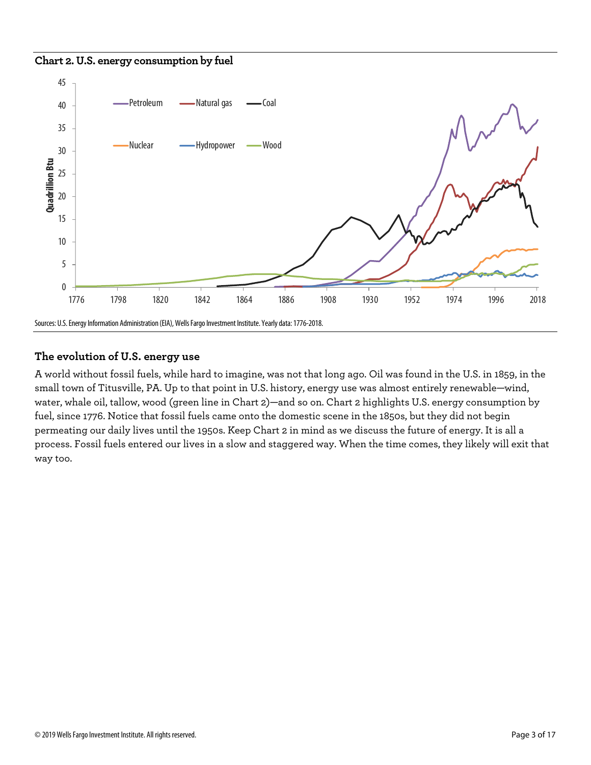**Chart 2. U.S. energy consumption by fuel**

Sources: U.S. Energy Information Administration (EIA), Wells Fargo Investment Institute. Yearly data: 1776-2018.

## The evolution of U.S. energy use

A world without fossil fuels, while hard to imagine, was not that long ago. Oil was found in the U.S. in 1859, in the small town of Titusville, PA. Up to that point in U.S. history, energy use was almost entirely renewable—wind, water, whale oil, tallow, wood (green line in Chart 2)—and so on. Chart 2 highlights U.S. energy consumption by fuel, since 1776. Notice that fossil fuels came onto the domestic scene in the 1850s, but they did not begin permeating our daily lives until the 1950s. Keep Chart 2 in mind as we discuss the future of energy. It is all a process. Fossil fuels entered our lives in a slow and staggered way. When the time comes, they likely will exit that way too.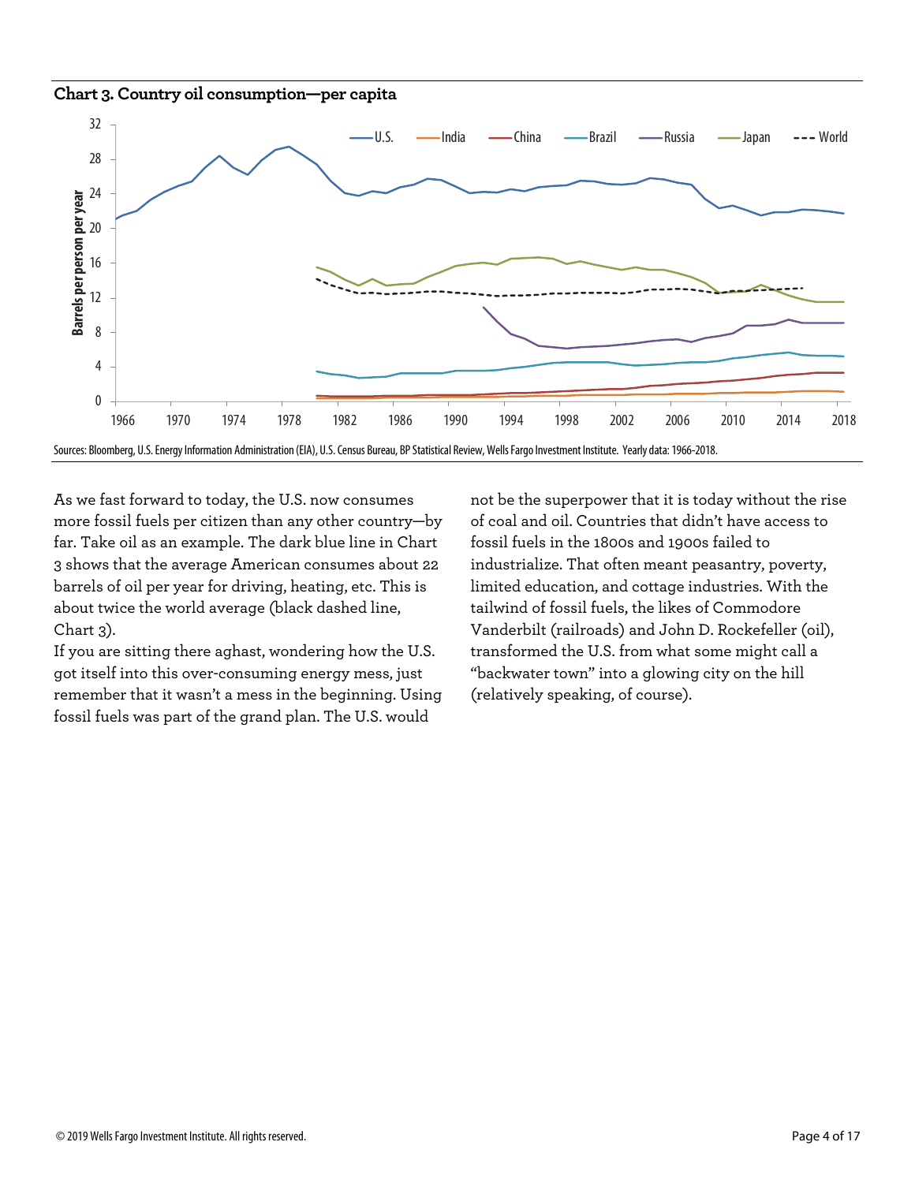**Chart 3. Country oil consumption—per capita**

Sources: Bloomberg, U.S. Energy Information Administration (EIA), U.S. Census Bureau, BP Statistical Review, Wells Fargo Investment Institute. Yearly data: 1966-2018.

As we fast forward to today, the U.S. now consumes more fossil fuels per citizen than any other country—by far. Take oil as an example. The dark blue line in Chart 3 shows that the average American consumes about 22 barrels of oil per year for driving, heating, etc. This is about twice the world average (black dashed line, Chart 3).

If you are sitting there aghast, wondering how the U.S. got itself into this over-consuming energy mess, just remember that it wasn't a mess in the beginning. Using fossil fuels was part of the grand plan. The U.S. would not be the superpower that it is today without the rise of coal and oil. Countries that didn't have access to fossil fuels in the 1800s and 1900s failed to industrialize. That often meant peasantry, poverty, limited education, and cottage industries. With the tailwind of fossil fuels, the likes of Commodore Vanderbilt (railroads) and John D. Rockefeller (oil), transformed the U.S. from what some might call a "backwater town" into a glowing city on the hill (relatively speaking, of course).

© 2019 Wells Fargo Investment Institute. All rights reserved.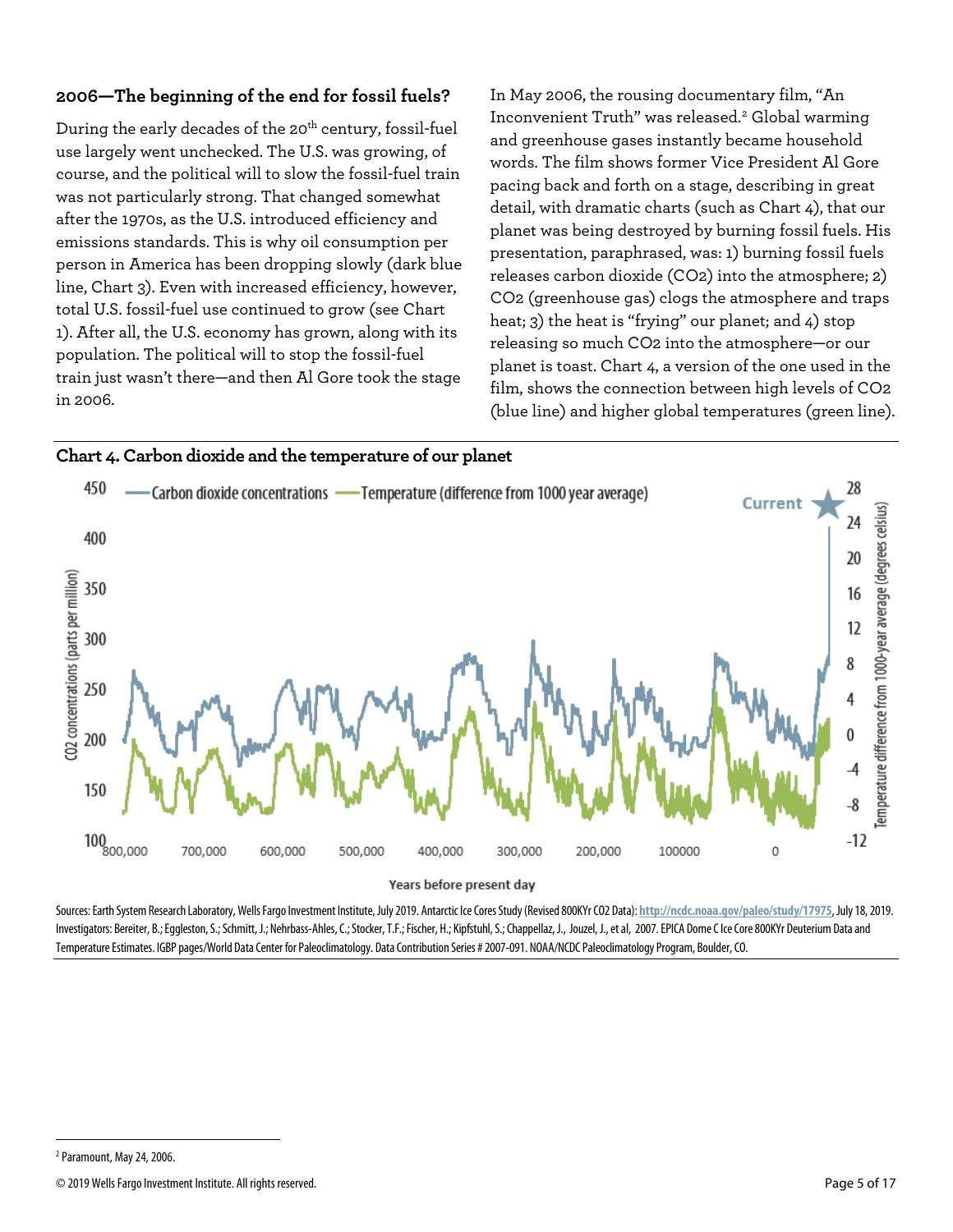## 2006—The beginning of the end for fossil fuels?

During the early decades of the 20th century, fossil-fuel use largely went unchecked. The U.S. was growing, of course, and the political will to slow the fossil-fuel train was not particularly strong. That changed somewhat after the 1970s, as the U.S. introduced efficiency and emissions standards. This is why oil consumption per person in America has been dropping slowly (dark blue line, Chart 3). Even with increased efficiency, however, total U.S. fossil-fuel use continued to grow (see Chart 1). After all, the U.S. economy has grown, along with its population. The political will to stop the fossil-fuel train just wasn't there—and then Al Gore took the stage in 2006.

In May 2006, the rousing documentary film, "An Inconvenient Truth" was released.[2] Global warming and greenhouse gases instantly became household words. The film shows former Vice President Al Gore pacing back and forth on a stage, describing in great detail, with dramatic charts (such as Chart 4), that our planet was being destroyed by burning fossil fuels. His presentation, paraphrased, was: 1) burning fossil fuels releases carbon dioxide ($CO_2$) into the atmosphere; 2) $CO_2$ (greenhouse gas) clogs the atmosphere and traps heat; 3) the heat is "frying" our planet; and 4) stop releasing so much $CO_2$ into the atmosphere—or our planet is toast. Chart 4, a version of the one used in the film, shows the connection between high levels of $CO_2$ (blue line) and higher global temperatures (green line).

**Chart 4. Carbon dioxide and the temperature of our planet**

Sources: Earth System Research Laboratory, Wells Fargo Investment Institute, July 2019. Antarctic Ice Cores Study (Revised 800KYr CO2 Data): http://ncdc.noaa.gov/paleo/study/17975, July 18, 2019. Investigators: Bereiter, B.; Eggleston, S.; Schmitt, J.; Nehrbass-Ahles, C.; Stocker, T.F.; Fischer, H.; Kipfstuhl, S.; Chappellaz, J., Jouzel, J., et al, 2007. EPICA Dome C Ice Core 800KYr Deuterium Data and Temperature Estimates. IGBP pages/World Data Center for Paleoclimatology. Data Contribution Series # 2007-091. NOAA/NCDC Paleoclimatology Program, Boulder, CO.

[2] Paramount, May 24, 2006.

© 2019 Wells Fargo Investment Institute. All rights reserved.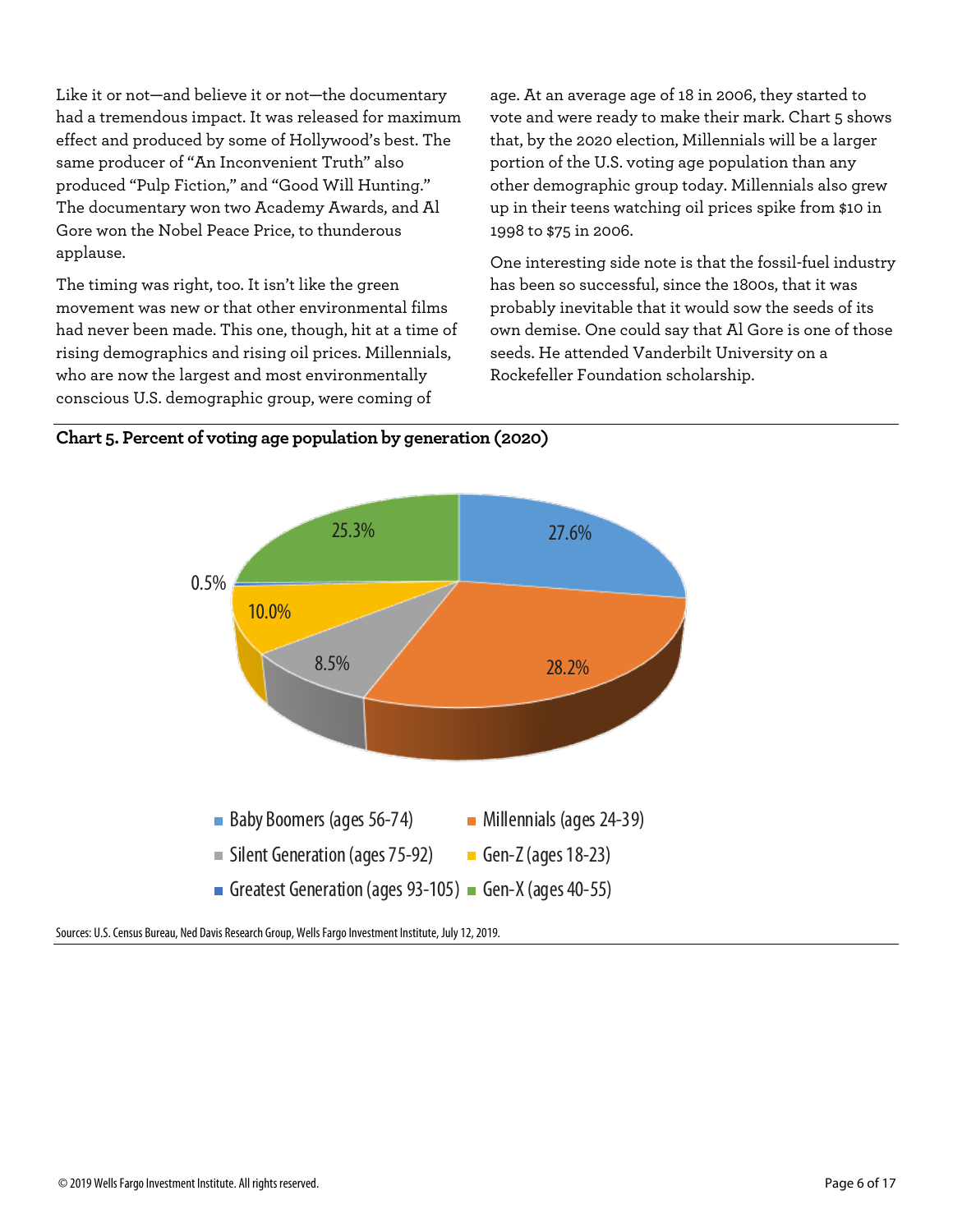Like it or not—and believe it or not—the documentary had a tremendous impact. It was released for maximum effect and produced by some of Hollywood's best. The same producer of "An Inconvenient Truth" also produced "Pulp Fiction," and "Good Will Hunting." The documentary won two Academy Awards, and Al Gore won the Nobel Peace Price, to thunderous applause.

The timing was right, too. It isn't like the green movement was new or that other environmental films had never been made. This one, though, hit at a time of rising demographics and rising oil prices. Millennials, who are now the largest and most environmentally conscious U.S. demographic group, were coming of age. At an average age of 18 in 2006, they started to vote and were ready to make their mark. Chart 5 shows that, by the 2020 election, Millennials will be a larger portion of the U.S. voting age population than any other demographic group today. Millennials also grew up in their teens watching oil prices spike from $10 in 1998 to $75 in 2006.

One interesting side note is that the fossil-fuel industry has been so successful, since the 1800s, that it was probably inevitable that it would sow the seeds of its own demise. One could say that Al Gore is one of those seeds. He attended Vanderbilt University on a Rockefeller Foundation scholarship.

**Chart 5. Percent of voting age population by generation (2020)**

| Generation | Percent |
|---|---|
| Baby Boomers (ages 56-74) | 27.6% |
| Millennials (ages 24-39) | 28.2% |
| Silent Generation (ages 75-92) | 8.5% |
| Gen-Z (ages 18-23) | 10.0% |
| Greatest Generation (ages 93-105) | 0.5% |
| Gen-X (ages 40-55) | 25.3% |

Sources: U.S. Census Bureau, Ned Davis Research Group, Wells Fargo Investment Institute, July 12, 2019.

© 2019 Wells Fargo Investment Institute. All rights reserved.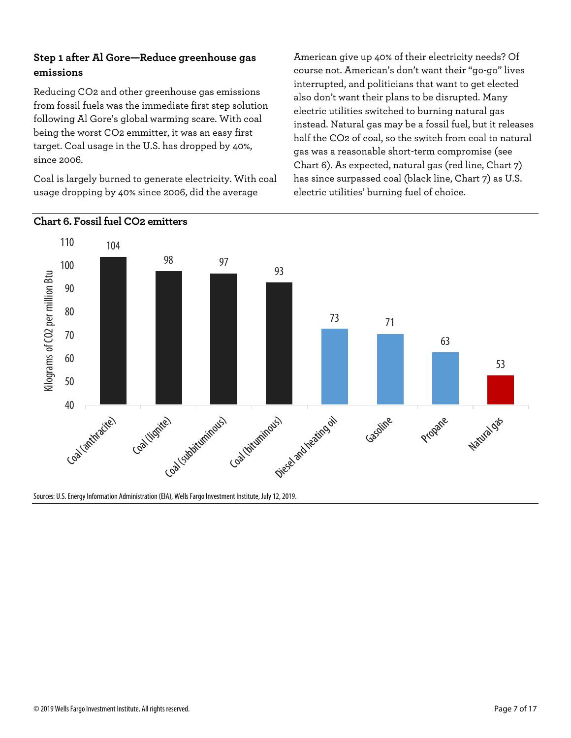### Step 1 after Al Gore—Reduce greenhouse gas emissions

Reducing $CO_2$ and other greenhouse gas emissions from fossil fuels was the immediate first step solution following Al Gore's global warming scare. With coal being the worst $CO_2$ emmitter, it was an easy first target. Coal usage in the U.S. has dropped by 40%, since 2006.

Coal is largely burned to generate electricity. With coal usage dropping by 40% since 2006, did the average American give up 40% of their electricity needs? Of course not. American's don't want their "go-go" lives interrupted, and politicians that want to get elected also don't want their plans to be disrupted. Many electric utilities switched to burning natural gas instead. Natural gas may be a fossil fuel, but it releases half the $CO_2$ of coal, so the switch from coal to natural gas was a reasonable short-term compromise (see Chart 6). As expected, natural gas (red line, Chart 7) has since surpassed coal (black line, Chart 7) as U.S. electric utilities' burning fuel of choice.

**Chart 6. Fossil fuel CO2 emitters**

| Fuel | Kilograms of CO2 per million Btu |
| --- | --- |
| Coal (anthracite) | 104 |
| Coal (lignite) | 98 |
| Coal (subbituminous) | 97 |
| Coal (bituminous) | 93 |
| Diesel and heating oil | 73 |
| Gasoline | 71 |
| Propane | 63 |
| Natural gas | 53 |

Sources: U.S. Energy Information Administration (EIA), Wells Fargo Investment Institute, July 12, 2019.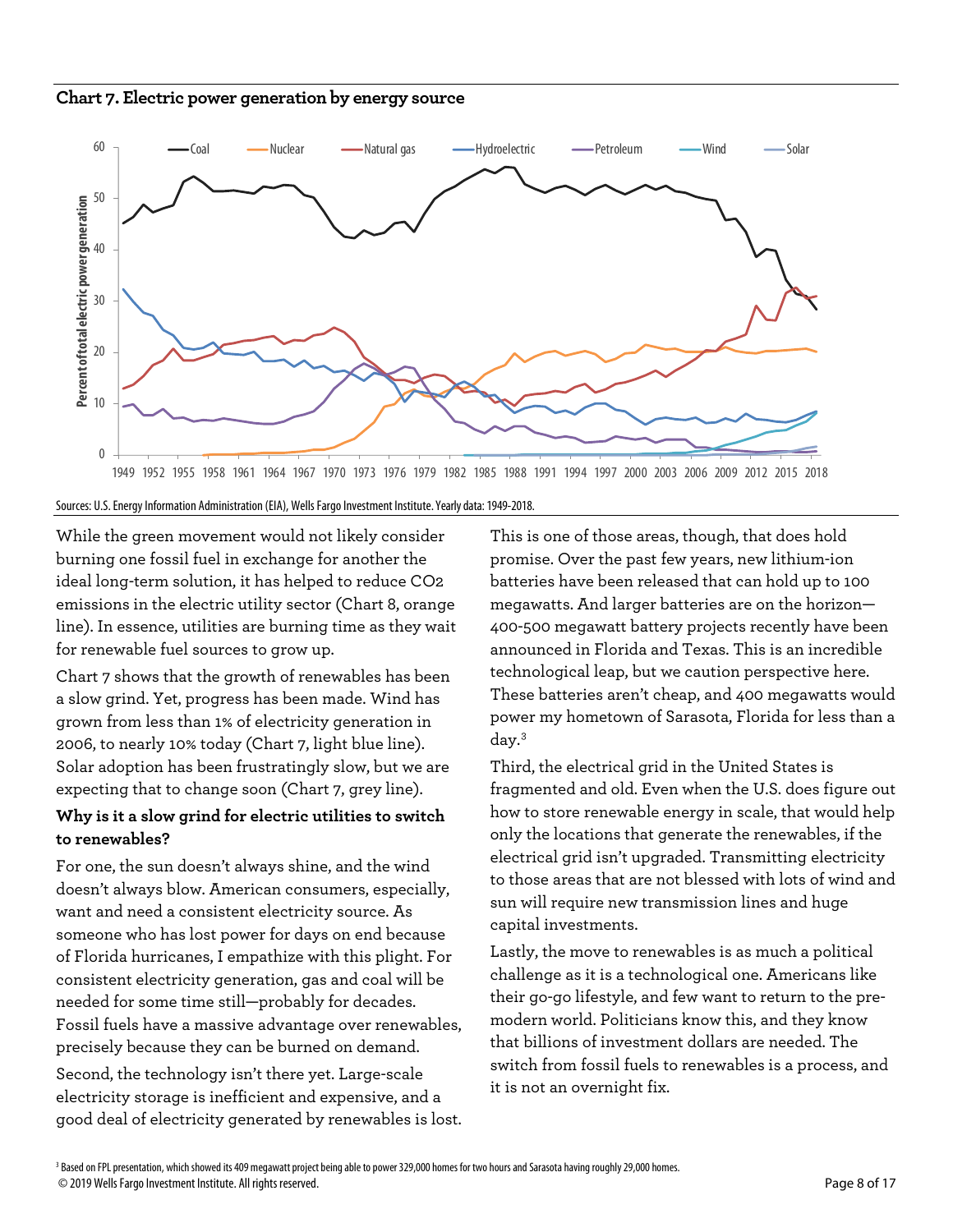**Chart 7. Electric power generation by energy source**

Sources: U.S. Energy Information Administration (EIA), Wells Fargo Investment Institute. Yearly data: 1949-2018.

While the green movement would not likely consider burning one fossil fuel in exchange for another the ideal long-term solution, it has helped to reduce $CO_2$ emissions in the electric utility sector (Chart 8, orange line). In essence, utilities are burning time as they wait for renewable fuel sources to grow up.

Chart 7 shows that the growth of renewables has been a slow grind. Yet, progress has been made. Wind has grown from less than 1% of electricity generation in 2006, to nearly 10% today (Chart 7, light blue line). Solar adoption has been frustratingly slow, but we are expecting that to change soon (Chart 7, grey line).

### Why is it a slow grind for electric utilities to switch to renewables?

For one, the sun doesn't always shine, and the wind doesn't always blow. American consumers, especially, want and need a consistent electricity source. As someone who has lost power for days on end because of Florida hurricanes, I empathize with this plight. For consistent electricity generation, gas and coal will be needed for some time still—probably for decades. Fossil fuels have a massive advantage over renewables, precisely because they can be burned on demand.

Second, the technology isn't there yet. Large-scale electricity storage is inefficient and expensive, and a good deal of electricity generated by renewables is lost. This is one of those areas, though, that does hold promise. Over the past few years, new lithium-ion batteries have been released that can hold up to 100 megawatts. And larger batteries are on the horizon—400-500 megawatt battery projects recently have been announced in Florida and Texas. This is an incredible technological leap, but we caution perspective here. These batteries aren't cheap, and 400 megawatts would power my hometown of Sarasota, Florida for less than a day.[3]

Third, the electrical grid in the United States is fragmented and old. Even when the U.S. does figure out how to store renewable energy in scale, that would help only the locations that generate the renewables, if the electrical grid isn't upgraded. Transmitting electricity to those areas that are not blessed with lots of wind and sun will require new transmission lines and huge capital investments.

Lastly, the move to renewables is as much a political challenge as it is a technological one. Americans like their go-go lifestyle, and few want to return to the pre-modern world. Politicians know this, and they know that billions of investment dollars are needed. The switch from fossil fuels to renewables is a process, and it is not an overnight fix.

[3] Based on FPL presentation, which showed its 409 megawatt project being able to power 329,000 homes for two hours and Sarasota having roughly 29,000 homes.

© 2019 Wells Fargo Investment Institute. All rights reserved.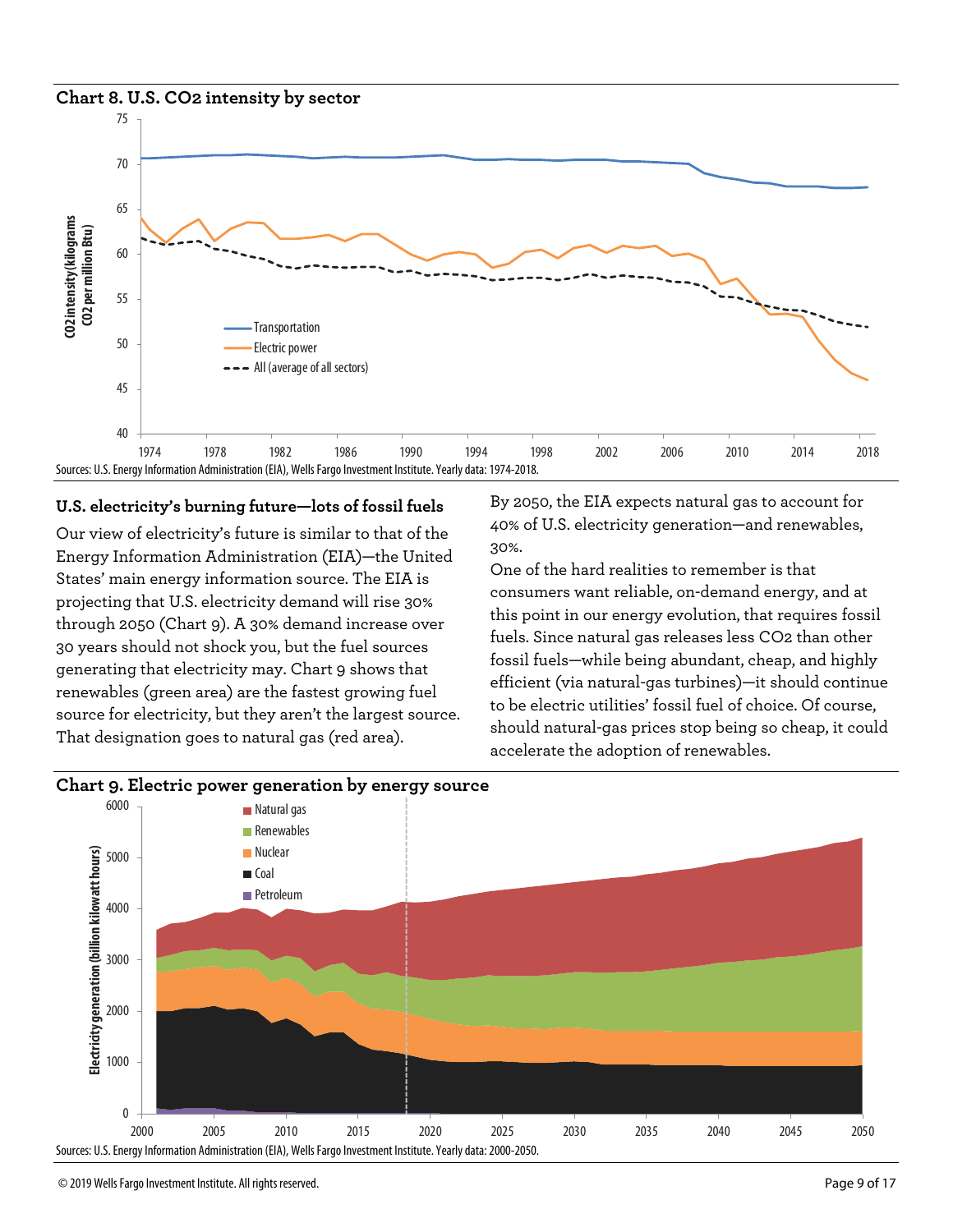**Chart 8. U.S. $CO_2$ intensity by sector**

Sources: U.S. Energy Information Administration (EIA), Wells Fargo Investment Institute. Yearly data: 1974-2018.

## U.S. electricity's burning future—lots of fossil fuels

Our view of electricity's future is similar to that of the Energy Information Administration (EIA)—the United States' main energy information source. The EIA is projecting that U.S. electricity demand will rise 30% through 2050 (Chart 9). A 30% demand increase over 30 years should not shock you, but the fuel sources generating that electricity may. Chart 9 shows that renewables (green area) are the fastest growing fuel source for electricity, but they aren't the largest source. That designation goes to natural gas (red area).

By 2050, the EIA expects natural gas to account for 40% of U.S. electricity generation—and renewables, 30%.

One of the hard realities to remember is that consumers want reliable, on-demand energy, and at this point in our energy evolution, that requires fossil fuels. Since natural gas releases less $CO_2$ than other fossil fuels—while being abundant, cheap, and highly efficient (via natural-gas turbines)—it should continue to be electric utilities' fossil fuel of choice. Of course, should natural-gas prices stop being so cheap, it could accelerate the adoption of renewables.

**Chart 9. Electric power generation by energy source**

Sources: U.S. Energy Information Administration (EIA), Wells Fargo Investment Institute. Yearly data: 2000-2050.

© 2019 Wells Fargo Investment Institute. All rights reserved.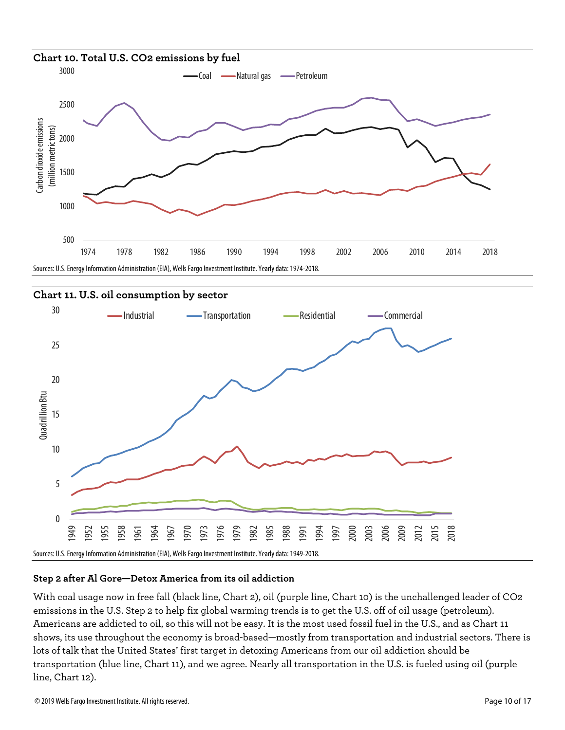**Chart 10. Total U.S. CO2 emissions by fuel**

Sources: U.S. Energy Information Administration (EIA), Wells Fargo Investment Institute. Yearly data: 1974-2018.

**Chart 11. U.S. oil consumption by sector**

Sources: U.S. Energy Information Administration (EIA), Wells Fargo Investment Institute. Yearly data: 1949-2018.

### Step 2 after Al Gore—Detox America from its oil addiction

With coal usage now in free fall (black line, Chart 2), oil (purple line, Chart 10) is the unchallenged leader of $CO_2$ emissions in the U.S. Step 2 to help fix global warming trends is to get the U.S. off of oil usage (petroleum). Americans are addicted to oil, so this will not be easy. It is the most used fossil fuel in the U.S., and as Chart 11 shows, its use throughout the economy is broad-based—mostly from transportation and industrial sectors. There is lots of talk that the United States' first target in detoxing Americans from our oil addiction should be transportation (blue line, Chart 11), and we agree. Nearly all transportation in the U.S. is fueled using oil (purple line, Chart 12).

© 2019 Wells Fargo Investment Institute. All rights reserved.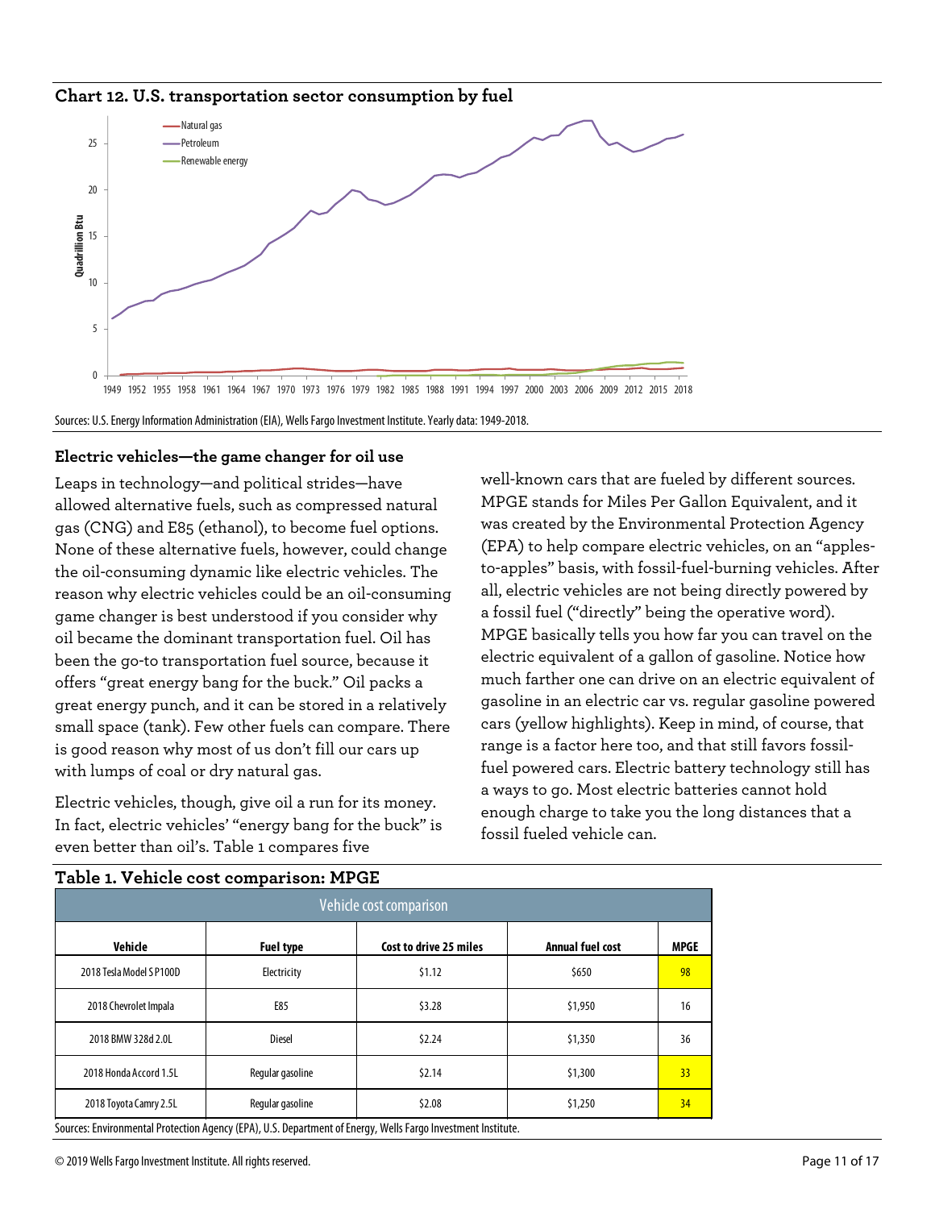**Chart 12. U.S. transportation sector consumption by fuel**

Sources: U.S. Energy Information Administration (EIA), Wells Fargo Investment Institute. Yearly data: 1949-2018.

### Electric vehicles—the game changer for oil use

Leaps in technology—and political strides—have allowed alternative fuels, such as compressed natural gas (CNG) and E85 (ethanol), to become fuel options. None of these alternative fuels, however, could change the oil-consuming dynamic like electric vehicles. The reason why electric vehicles could be an oil-consuming game changer is best understood if you consider why oil became the dominant transportation fuel. Oil has been the go-to transportation fuel source, because it offers "great energy bang for the buck." Oil packs a great energy punch, and it can be stored in a relatively small space (tank). Few other fuels can compare. There is good reason why most of us don't fill our cars up with lumps of coal or dry natural gas.

Electric vehicles, though, give oil a run for its money. In fact, electric vehicles' "energy bang for the buck" is even better than oil's. Table 1 compares five well-known cars that are fueled by different sources. MPGE stands for Miles Per Gallon Equivalent, and it was created by the Environmental Protection Agency (EPA) to help compare electric vehicles, on an "apples-to-apples" basis, with fossil-fuel-burning vehicles. After all, electric vehicles are not being directly powered by a fossil fuel ("directly" being the operative word). MPGE basically tells you how far you can travel on the electric equivalent of a gallon of gasoline. Notice how much farther one can drive on an electric equivalent of gasoline in an electric car vs. regular gasoline powered cars (yellow highlights). Keep in mind, of course, that range is a factor here too, and that still favors fossil-fuel powered cars. Electric battery technology still has a ways to go. Most electric batteries cannot hold enough charge to take you the long distances that a fossil fueled vehicle can.

**Table 1. Vehicle cost comparison: MPGE**

| Vehicle cost comparison | | | | |
|---|---|---|---|---|
| **Vehicle** | **Fuel type** | **Cost to drive 25 miles** | **Annual fuel cost** | **MPGE** |
| 2018 Tesla Model S P100D | Electricity | $1.12 | $650 | 98 |
| 2018 Chevrolet Impala | E85 | $3.28 | $1,950 | 16 |
| 2018 BMW 328d 2.0L | Diesel | $2.24 | $1,350 | 36 |
| 2018 Honda Accord 1.5L | Regular gasoline | $2.14 | $1,300 | 33 |
| 2018 Toyota Camry 2.5L | Regular gasoline | $2.08 | $1,250 | 34 |

Sources: Environmental Protection Agency (EPA), U.S. Department of Energy, Wells Fargo Investment Institute.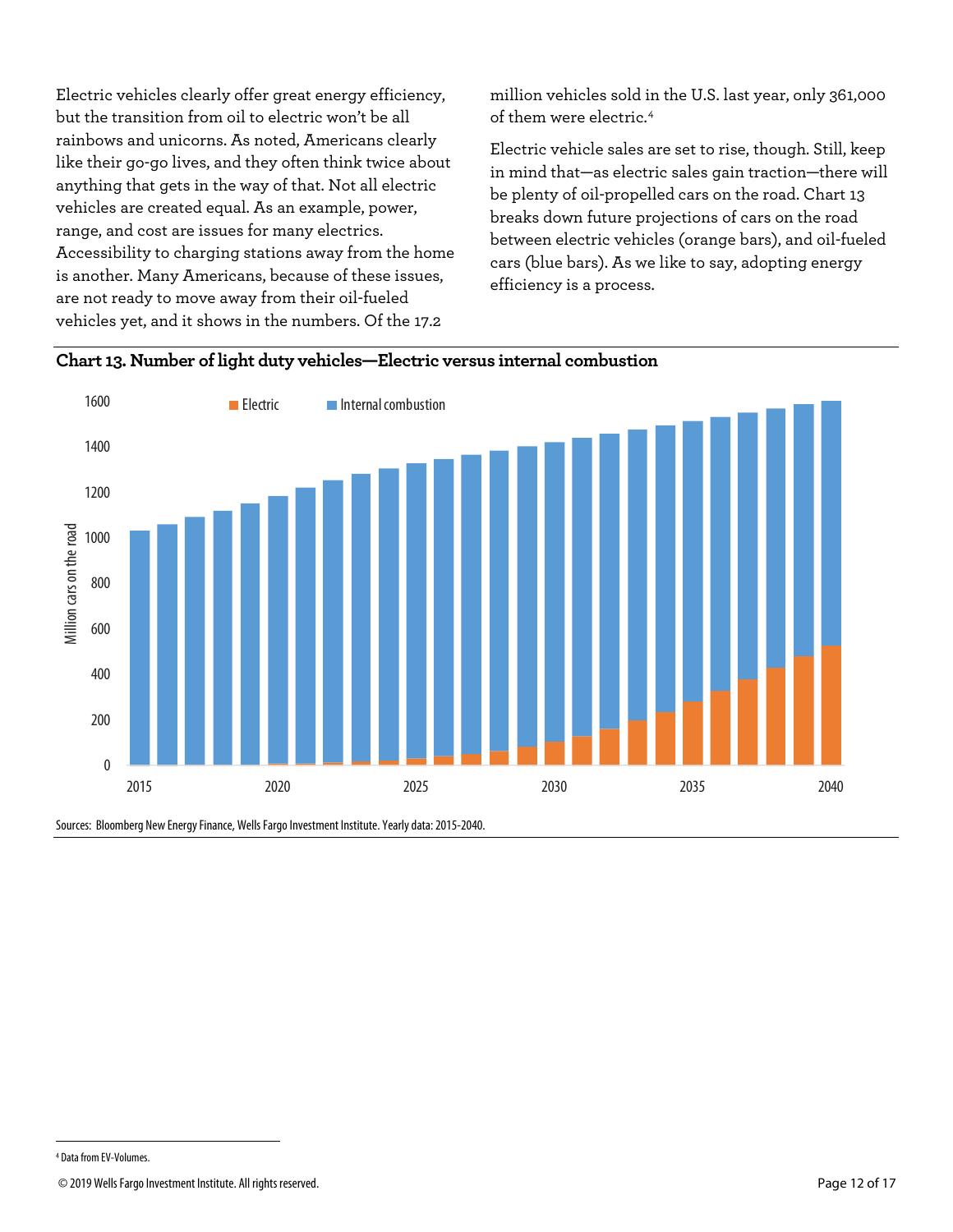Electric vehicles clearly offer great energy efficiency, but the transition from oil to electric won't be all rainbows and unicorns. As noted, Americans clearly like their go-go lives, and they often think twice about anything that gets in the way of that. Not all electric vehicles are created equal. As an example, power, range, and cost are issues for many electrics. Accessibility to charging stations away from the home is another. Many Americans, because of these issues, are not ready to move away from their oil-fueled vehicles yet, and it shows in the numbers. Of the 17.2 million vehicles sold in the U.S. last year, only 361,000 of them were electric.[4]

Electric vehicle sales are set to rise, though. Still, keep in mind that—as electric sales gain traction—there will be plenty of oil-propelled cars on the road. Chart 13 breaks down future projections of cars on the road between electric vehicles (orange bars), and oil-fueled cars (blue bars). As we like to say, adopting energy efficiency is a process.

**Chart 13. Number of light duty vehicles—Electric versus internal combustion**

Sources: Bloomberg New Energy Finance, Wells Fargo Investment Institute. Yearly data: 2015-2040.

[4] Data from EV-Volumes.

© 2019 Wells Fargo Investment Institute. All rights reserved.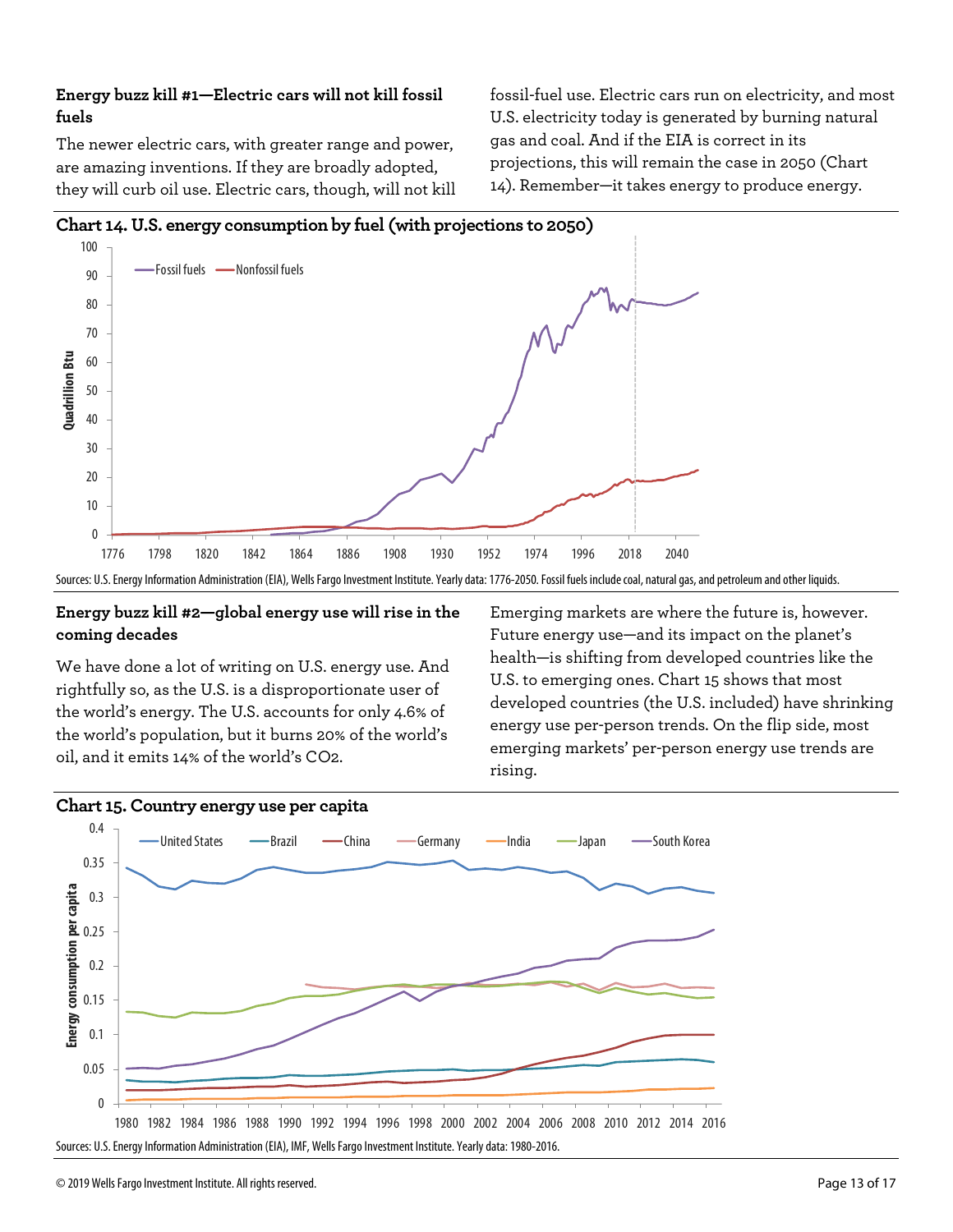**Energy buzz kill #1—Electric cars will not kill fossil fuels**

The newer electric cars, with greater range and power, are amazing inventions. If they are broadly adopted, they will curb oil use. Electric cars, though, will not kill fossil-fuel use. Electric cars run on electricity, and most U.S. electricity today is generated by burning natural gas and coal. And if the EIA is correct in its projections, this will remain the case in 2050 (Chart 14). Remember—it takes energy to produce energy.

**Chart 14. U.S. energy consumption by fuel (with projections to 2050)**

Sources: U.S. Energy Information Administration (EIA), Wells Fargo Investment Institute. Yearly data: 1776-2050. Fossil fuels include coal, natural gas, and petroleum and other liquids.

**Energy buzz kill #2—global energy use will rise in the coming decades**

We have done a lot of writing on U.S. energy use. And rightfully so, as the U.S. is a disproportionate user of the world's energy. The U.S. accounts for only 4.6% of the world's population, but it burns 20% of the world's oil, and it emits 14% of the world's $CO_2$.

Emerging markets are where the future is, however. Future energy use—and its impact on the planet's health—is shifting from developed countries like the U.S. to emerging ones. Chart 15 shows that most developed countries (the U.S. included) have shrinking energy use per-person trends. On the flip side, most emerging markets' per-person energy use trends are rising.

**Chart 15. Country energy use per capita**

Sources: U.S. Energy Information Administration (EIA), IMF, Wells Fargo Investment Institute. Yearly data: 1980-2016.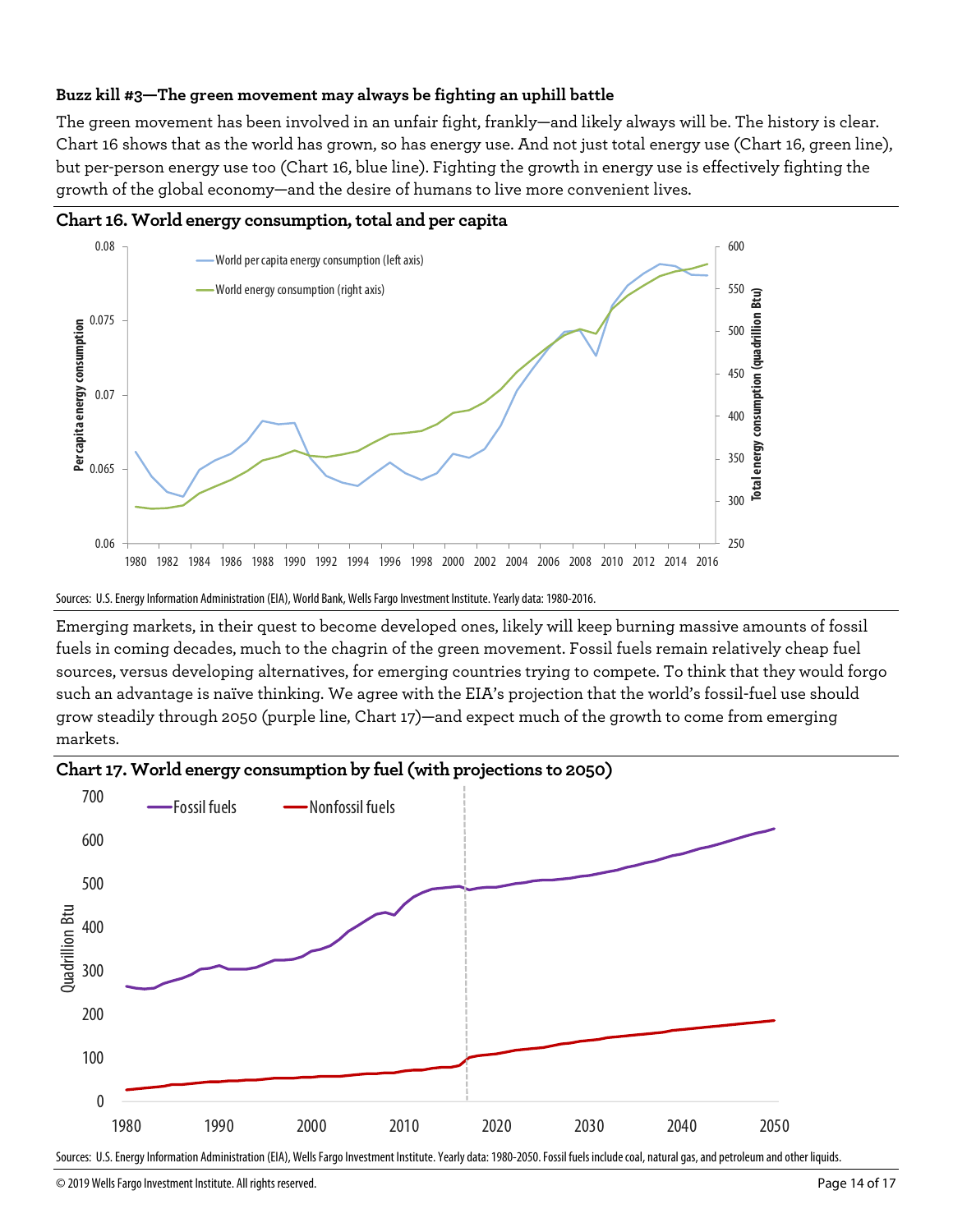**Buzz kill #3—The green movement may always be fighting an uphill battle**

The green movement has been involved in an unfair fight, frankly—and likely always will be. The history is clear. Chart 16 shows that as the world has grown, so has energy use. And not just total energy use (Chart 16, green line), but per-person energy use too (Chart 16, blue line). Fighting the growth in energy use is effectively fighting the growth of the global economy—and the desire of humans to live more convenient lives.

**Chart 16. World energy consumption, total and per capita**

Sources: U.S. Energy Information Administration (EIA), World Bank, Wells Fargo Investment Institute. Yearly data: 1980-2016.

Emerging markets, in their quest to become developed ones, likely will keep burning massive amounts of fossil fuels in coming decades, much to the chagrin of the green movement. Fossil fuels remain relatively cheap fuel sources, versus developing alternatives, for emerging countries trying to compete. To think that they would forgo such an advantage is naïve thinking. We agree with the EIA's projection that the world's fossil-fuel use should grow steadily through 2050 (purple line, Chart 17)—and expect much of the growth to come from emerging markets.

**Chart 17. World energy consumption by fuel (with projections to 2050)**

Sources: U.S. Energy Information Administration (EIA), Wells Fargo Investment Institute. Yearly data: 1980-2050. Fossil fuels include coal, natural gas, and petroleum and other liquids.

© 2019 Wells Fargo Investment Institute. All rights reserved.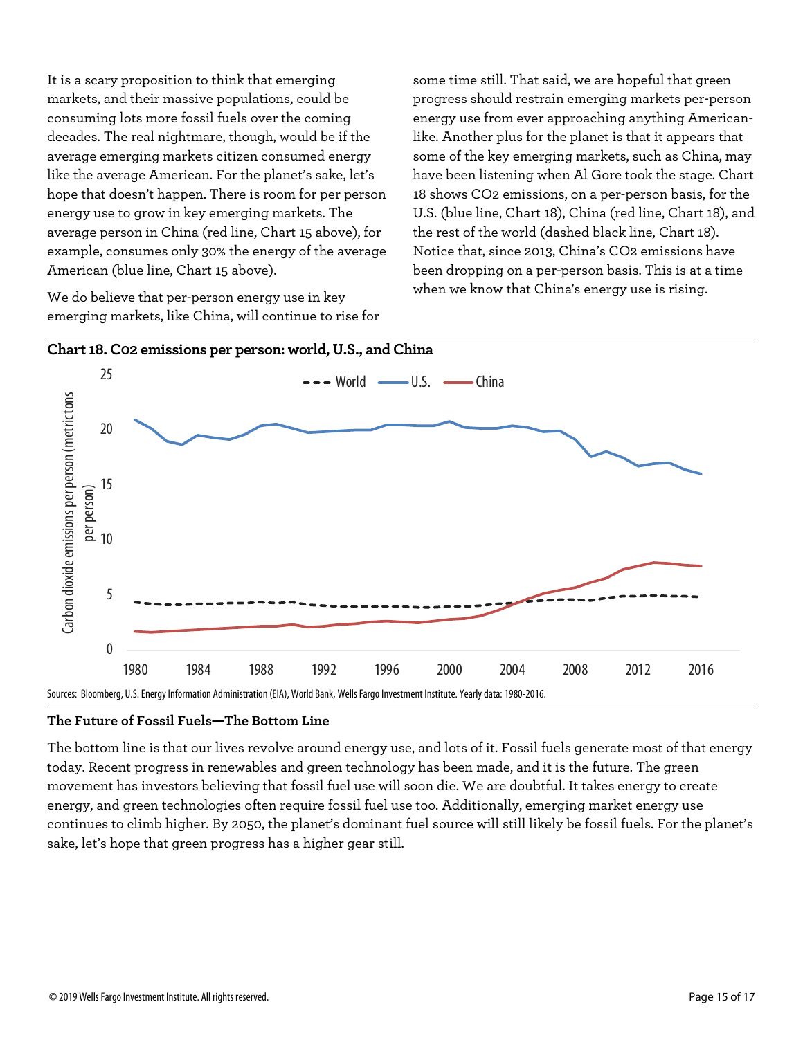It is a scary proposition to think that emerging markets, and their massive populations, could be consuming lots more fossil fuels over the coming decades. The real nightmare, though, would be if the average emerging markets citizen consumed energy like the average American. For the planet's sake, let's hope that doesn't happen. There is room for per person energy use to grow in key emerging markets. The average person in China (red line, Chart 15 above), for example, consumes only 30% the energy of the average American (blue line, Chart 15 above).

We do believe that per-person energy use in key emerging markets, like China, will continue to rise for some time still. That said, we are hopeful that green progress should restrain emerging markets per-person energy use from ever approaching anything American-like. Another plus for the planet is that it appears that some of the key emerging markets, such as China, may have been listening when Al Gore took the stage. Chart 18 shows $CO_2$ emissions, on a per-person basis, for the U.S. (blue line, Chart 18), China (red line, Chart 18), and the rest of the world (dashed black line, Chart 18). Notice that, since 2013, China's $CO_2$ emissions have been dropping on a per-person basis. This is at a time when we know that China's energy use is rising.

**Chart 18. Co2 emissions per person: world, U.S., and China**

Sources: Bloomberg, U.S. Energy Information Administration (EIA), World Bank, Wells Fargo Investment Institute. Yearly data: 1980-2016.

### The Future of Fossil Fuels—The Bottom Line

The bottom line is that our lives revolve around energy use, and lots of it. Fossil fuels generate most of that energy today. Recent progress in renewables and green technology has been made, and it is the future. The green movement has investors believing that fossil fuel use will soon die. We are doubtful. It takes energy to create energy, and green technologies often require fossil fuel use too. Additionally, emerging market energy use continues to climb higher. By 2050, the planet's dominant fuel source will still likely be fossil fuels. For the planet's sake, let's hope that green progress has a higher gear still.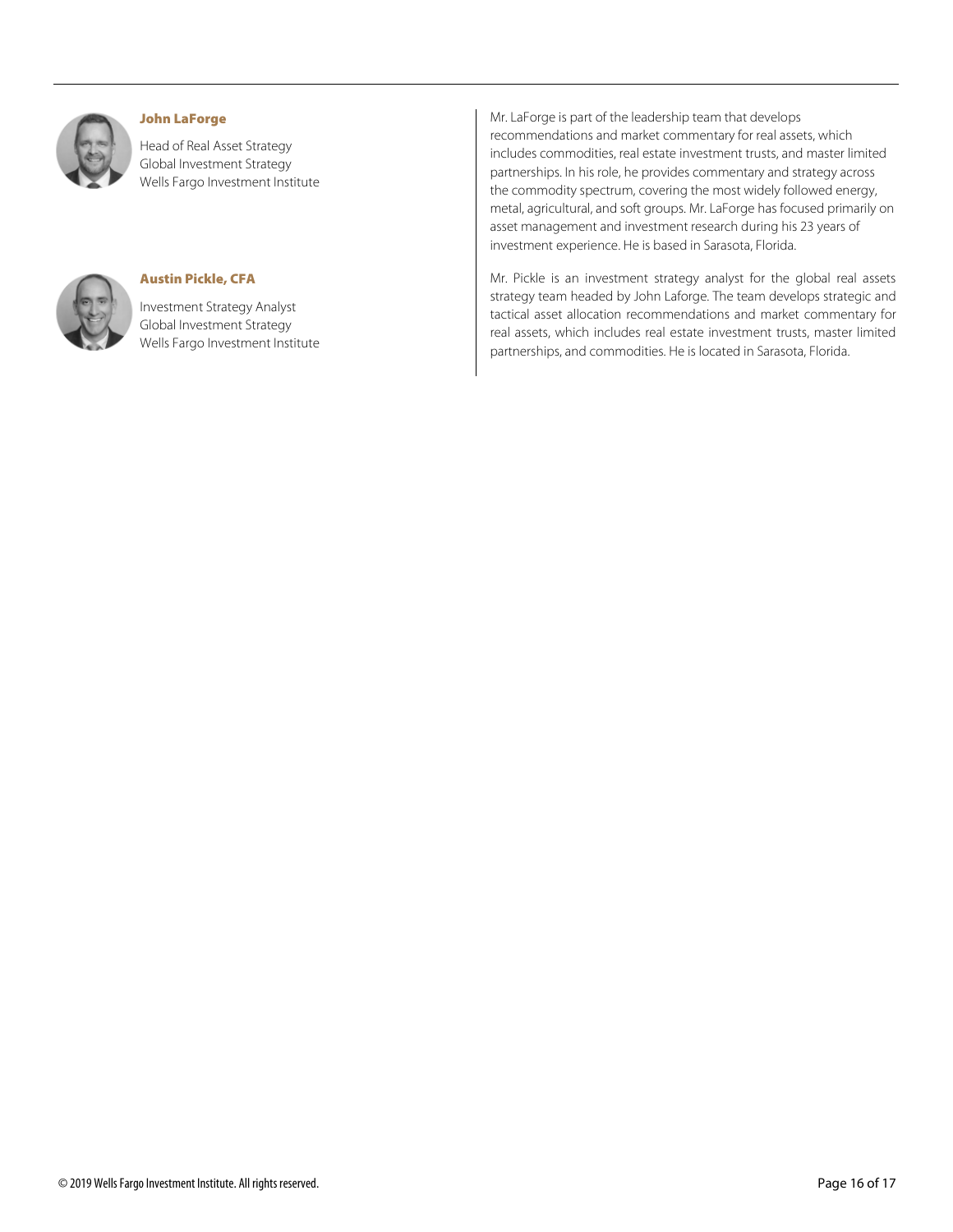**John LaForge**

Head of Real Asset Strategy
Global Investment Strategy
Wells Fargo Investment Institute

Mr. LaForge is part of the leadership team that develops recommendations and market commentary for real assets, which includes commodities, real estate investment trusts, and master limited partnerships. In his role, he provides commentary and strategy across the commodity spectrum, covering the most widely followed energy, metal, agricultural, and soft groups. Mr. LaForge has focused primarily on asset management and investment research during his 23 years of investment experience. He is based in Sarasota, Florida.

**Austin Pickle, CFA**

Investment Strategy Analyst
Global Investment Strategy
Wells Fargo Investment Institute

Mr. Pickle is an investment strategy analyst for the global real assets strategy team headed by John Laforge. The team develops strategic and tactical asset allocation recommendations and market commentary for real assets, which includes real estate investment trusts, master limited partnerships, and commodities. He is located in Sarasota, Florida.

© 2019 Wells Fargo Investment Institute. All rights reserved.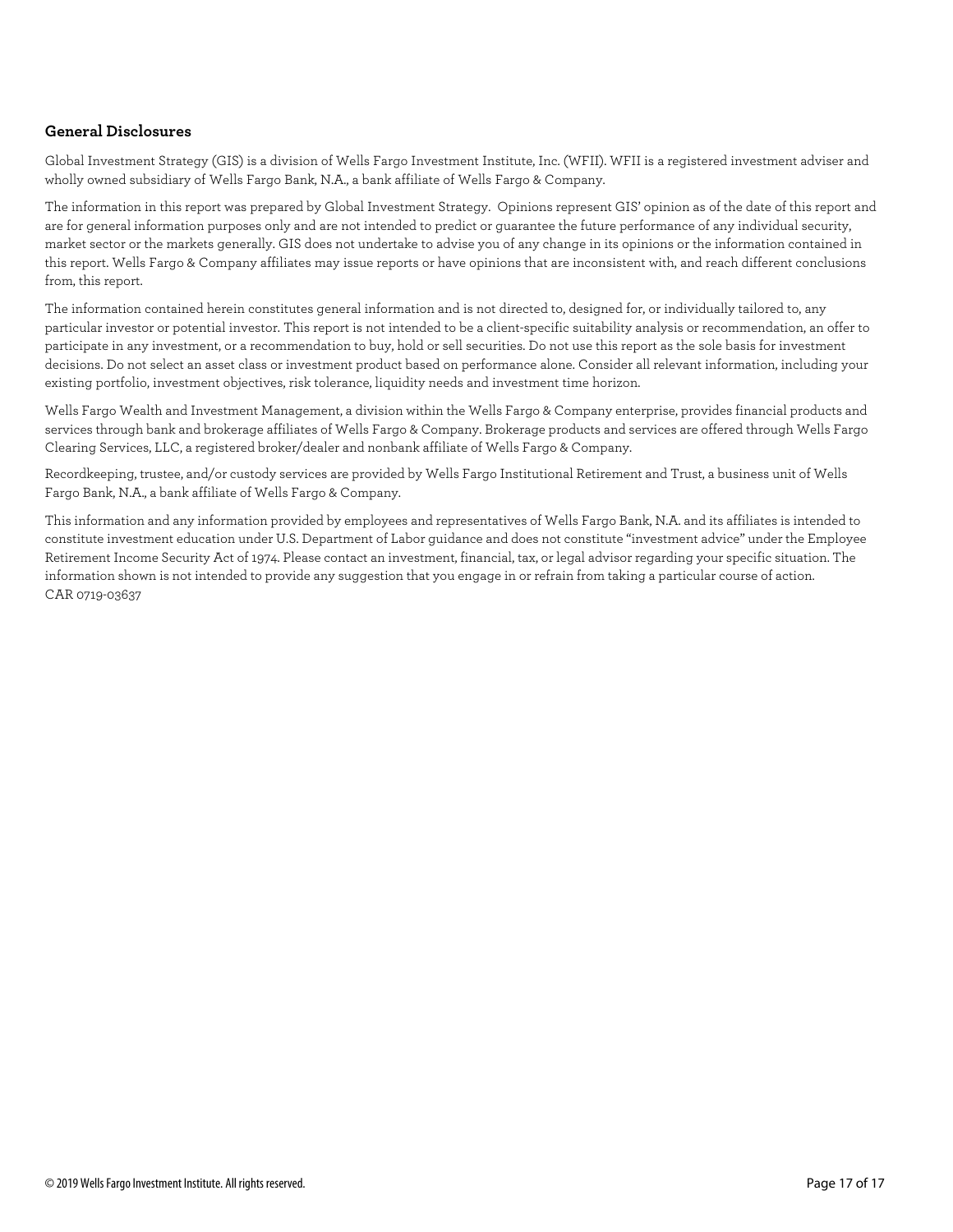## General Disclosures

Global Investment Strategy (GIS) is a division of Wells Fargo Investment Institute, Inc. (WFII). WFII is a registered investment adviser and wholly owned subsidiary of Wells Fargo Bank, N.A., a bank affiliate of Wells Fargo & Company.

The information in this report was prepared by Global Investment Strategy. Opinions represent GIS' opinion as of the date of this report and are for general information purposes only and are not intended to predict or guarantee the future performance of any individual security, market sector or the markets generally. GIS does not undertake to advise you of any change in its opinions or the information contained in this report. Wells Fargo & Company affiliates may issue reports or have opinions that are inconsistent with, and reach different conclusions from, this report.

The information contained herein constitutes general information and is not directed to, designed for, or individually tailored to, any particular investor or potential investor. This report is not intended to be a client-specific suitability analysis or recommendation, an offer to participate in any investment, or a recommendation to buy, hold or sell securities. Do not use this report as the sole basis for investment decisions. Do not select an asset class or investment product based on performance alone. Consider all relevant information, including your existing portfolio, investment objectives, risk tolerance, liquidity needs and investment time horizon.

Wells Fargo Wealth and Investment Management, a division within the Wells Fargo & Company enterprise, provides financial products and services through bank and brokerage affiliates of Wells Fargo & Company. Brokerage products and services are offered through Wells Fargo Clearing Services, LLC, a registered broker/dealer and nonbank affiliate of Wells Fargo & Company.

Recordkeeping, trustee, and/or custody services are provided by Wells Fargo Institutional Retirement and Trust, a business unit of Wells Fargo Bank, N.A., a bank affiliate of Wells Fargo & Company.

This information and any information provided by employees and representatives of Wells Fargo Bank, N.A. and its affiliates is intended to constitute investment education under U.S. Department of Labor guidance and does not constitute "investment advice" under the Employee Retirement Income Security Act of 1974. Please contact an investment, financial, tax, or legal advisor regarding your specific situation. The information shown is not intended to provide any suggestion that you engage in or refrain from taking a particular course of action.
CAR 0719-03637

© 2019 Wells Fargo Investment Institute. All rights reserved.